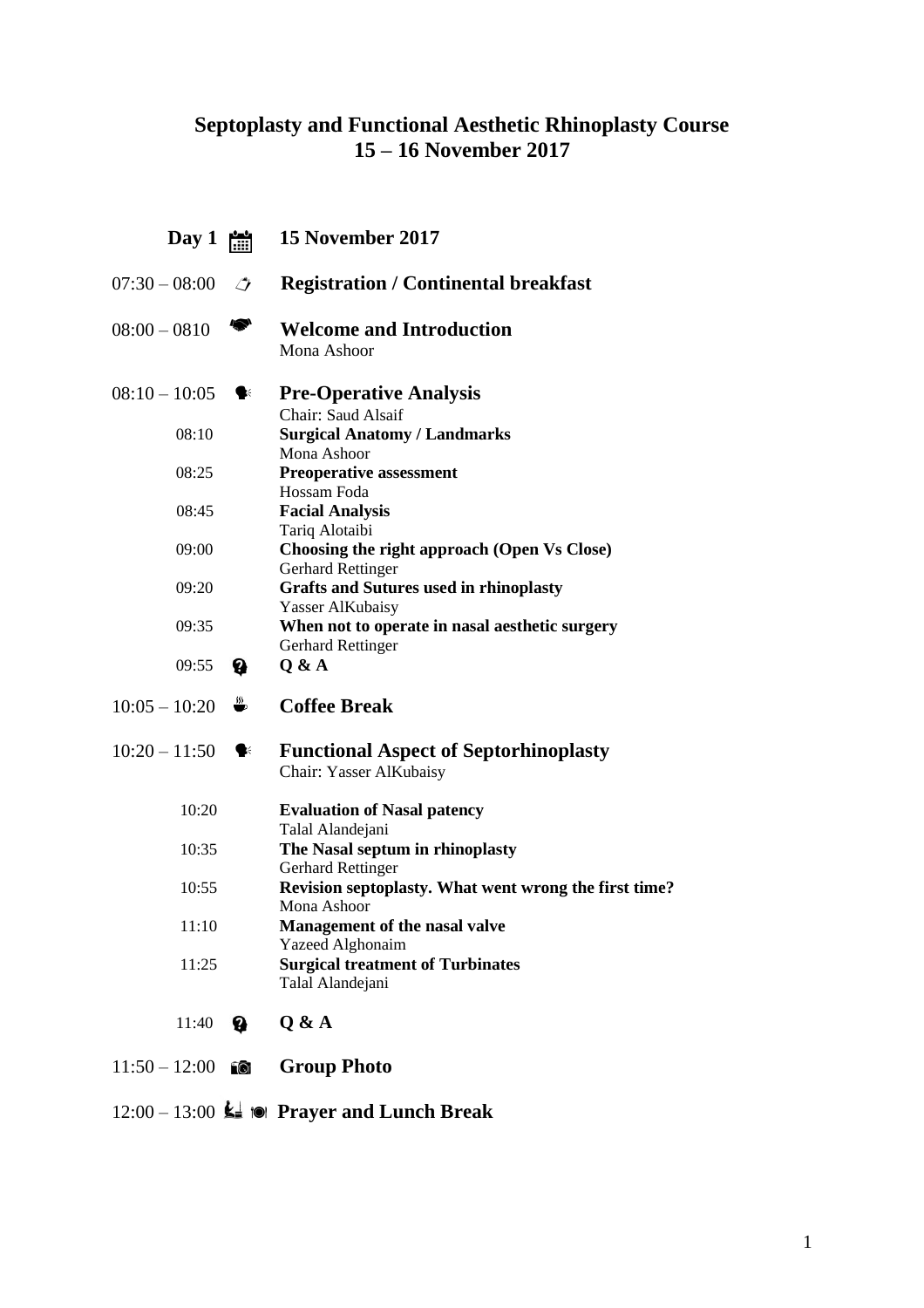# Septoplasty and Functional Aesthetic Rhinoplasty Course
# 15 – 16 November 2017

## Day 1 — 15 November 2017

**07:30 – 08:00 — Registration / Continental breakfast**

**08:00 – 0810 — Welcome and Introduction**
Mona Ashoor

**08:10 – 10:05 — Pre-Operative Analysis**
Chair: Saud Alsaif

- 08:10 — **Surgical Anatomy / Landmarks**
  Mona Ashoor
- 08:25 — **Preoperative assessment**
  Hossam Foda
- 08:45 — **Facial Analysis**
  Tariq Alotaibi
- 09:00 — **Choosing the right approach (Open Vs Close)**
  Gerhard Rettinger
- 09:20 — **Grafts and Sutures used in rhinoplasty**
  Yasser AlKubaisy
- 09:35 — **When not to operate in nasal aesthetic surgery**
  Gerhard Rettinger
- 09:55 — **Q & A**

**10:05 – 10:20 — Coffee Break**

**10:20 – 11:50 — Functional Aspect of Septorhinoplasty**
Chair: Yasser AlKubaisy

- 10:20 — **Evaluation of Nasal patency**
  Talal Alandejani
- 10:35 — **The Nasal septum in rhinoplasty**
  Gerhard Rettinger
- 10:55 — **Revision septoplasty. What went wrong the first time?**
  Mona Ashoor
- 11:10 — **Management of the nasal valve**
  Yazeed Alghonaim
- 11:25 — **Surgical treatment of Turbinates**
  Talal Alandejani
- 11:40 — **Q & A**

**11:50 – 12:00 — Group Photo**

**12:00 – 13:00 — Prayer and Lunch Break**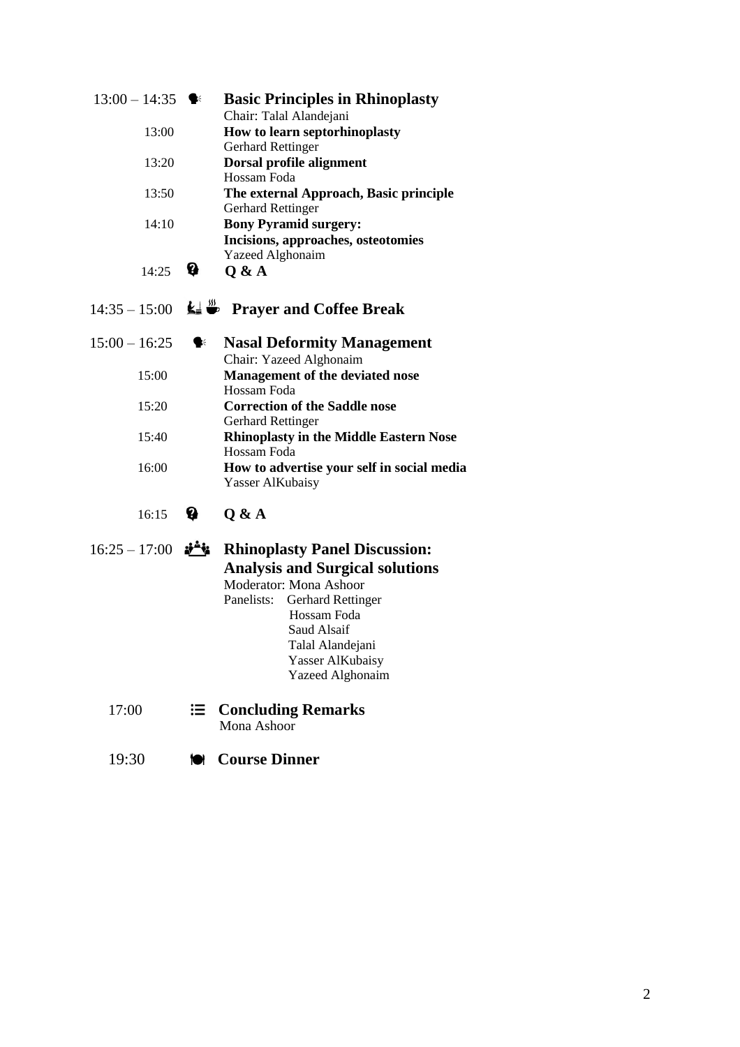**13:00 – 14:35 Basic Principles in Rhinoplasty**
Chair: Talal Alandejani

13:00 **How to learn septorhinoplasty**
Gerhard Rettinger

13:20 **Dorsal profile alignment**
Hossam Foda

13:50 **The external Approach, Basic principle**
Gerhard Rettinger

14:10 **Bony Pyramid surgery:**
**Incisions, approaches, osteotomies**
Yazeed Alghonaim

14:25 **Q & A**

**14:35 – 15:00 Prayer and Coffee Break**

**15:00 – 16:25 Nasal Deformity Management**
Chair: Yazeed Alghonaim

15:00 **Management of the deviated nose**
Hossam Foda

15:20 **Correction of the Saddle nose**
Gerhard Rettinger

15:40 **Rhinoplasty in the Middle Eastern Nose**
Hossam Foda

16:00 **How to advertise your self in social media**
Yasser AlKubaisy

16:15 **Q & A**

**16:25 – 17:00 Rhinoplasty Panel Discussion: Analysis and Surgical solutions**
Moderator: Mona Ashoor
Panelists: Gerhard Rettinger
Hossam Foda
Saud Alsaif
Talal Alandejani
Yasser AlKubaisy
Yazeed Alghonaim

17:00 **Concluding Remarks**
Mona Ashoor

19:30 **Course Dinner**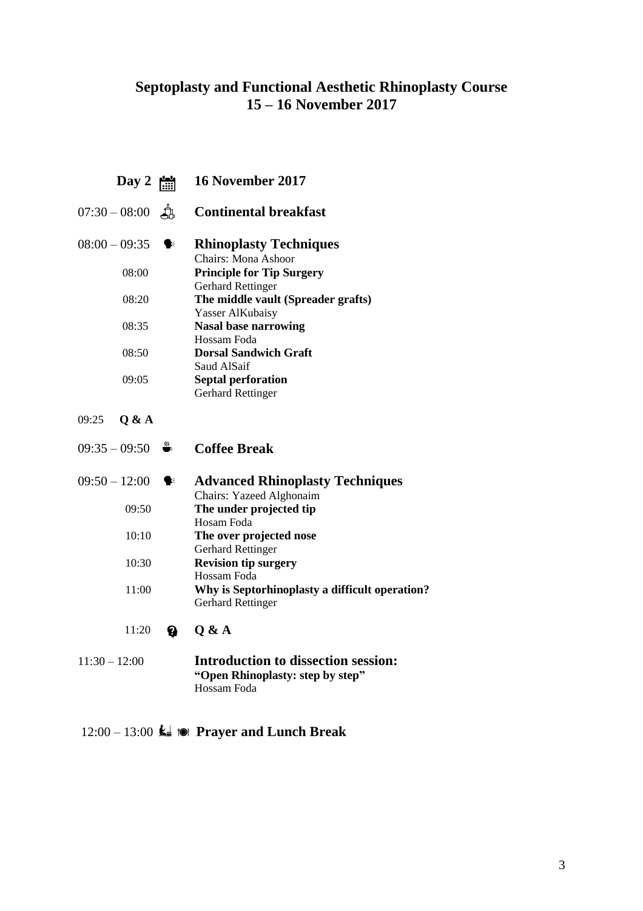# Septoplasty and Functional Aesthetic Rhinoplasty Course
## 15 – 16 November 2017

**Day 2** **16 November 2017**

07:30 – 08:00 **Continental breakfast**

08:00 – 09:35 **Rhinoplasty Techniques**
Chairs: Mona Ashoor

08:00 **Principle for Tip Surgery**
Gerhard Rettinger

08:20 **The middle vault (Spreader grafts)**
Yasser AlKubaisy

08:35 **Nasal base narrowing**
Hossam Foda

08:50 **Dorsal Sandwich Graft**
Saud AlSaif

09:05 **Septal perforation**
Gerhard Rettinger

09:25 **Q & A**

09:35 – 09:50 **Coffee Break**

09:50 – 12:00 **Advanced Rhinoplasty Techniques**
Chairs: Yazeed Alghonaim

09:50 **The under projected tip**
Hosam Foda

10:10 **The over projected nose**
Gerhard Rettinger

10:30 **Revision tip surgery**
Hossam Foda

11:00 **Why is Septorhinoplasty a difficult operation?**
Gerhard Rettinger

11:20 **Q & A**

11:30 – 12:00 **Introduction to dissection session:**
**"Open Rhinoplasty: step by step"**
Hossam Foda

12:00 – 13:00 **Prayer and Lunch Break**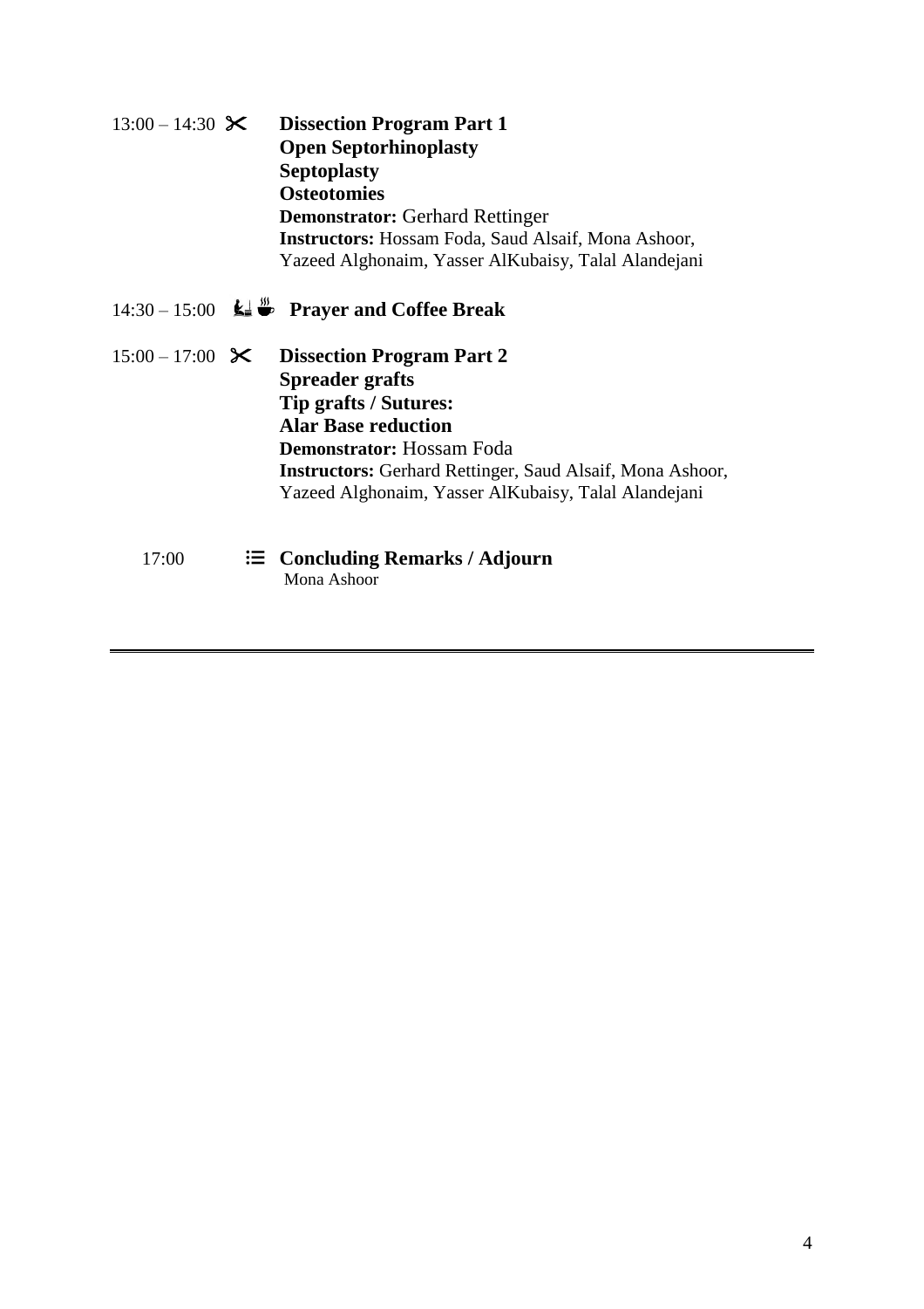13:00 – 14:30 ✂ **Dissection Program Part 1**
**Open Septorhinoplasty**
**Septoplasty**
**Osteotomies**
**Demonstrator:** Gerhard Rettinger
**Instructors:** Hossam Foda, Saud Alsaif, Mona Ashoor, Yazeed Alghonaim, Yasser AlKubaisy, Talal Alandejani

14:30 – 15:00 **Prayer and Coffee Break**

15:00 – 17:00 ✂ **Dissection Program Part 2**
**Spreader grafts**
**Tip grafts / Sutures:**
**Alar Base reduction**
**Demonstrator:** Hossam Foda
**Instructors:** Gerhard Rettinger, Saud Alsaif, Mona Ashoor, Yazeed Alghonaim, Yasser AlKubaisy, Talal Alandejani

17:00 **Concluding Remarks / Adjourn**
Mona Ashoor

---